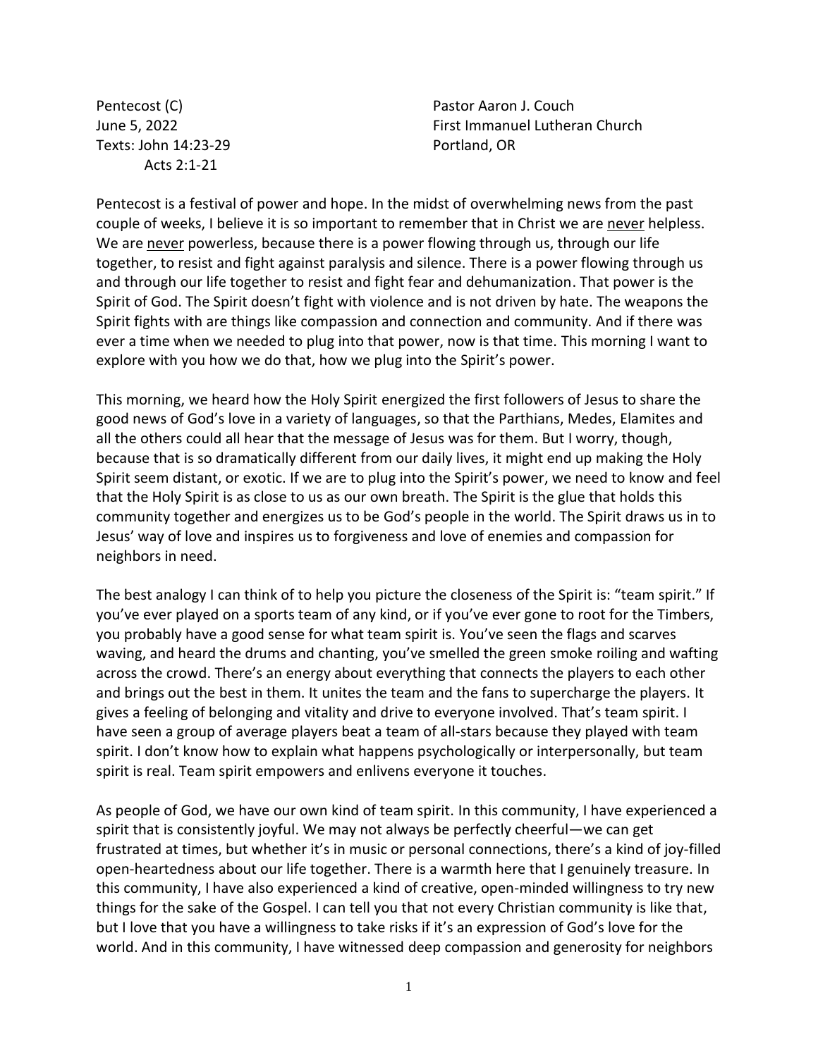Pentecost (C)
June 5, 2022
Texts: John 14:23-29
Acts 2:1-21

Pastor Aaron J. Couch
First Immanuel Lutheran Church
Portland, OR

Pentecost is a festival of power and hope. In the midst of overwhelming news from the past couple of weeks, I believe it is so important to remember that in Christ we are <u>never</u> helpless. We are <u>never</u> powerless, because there is a power flowing through us, through our life together, to resist and fight against paralysis and silence. There is a power flowing through us and through our life together to resist and fight fear and dehumanization. That power is the Spirit of God. The Spirit doesn't fight with violence and is not driven by hate. The weapons the Spirit fights with are things like compassion and connection and community. And if there was ever a time when we needed to plug into that power, now is that time. This morning I want to explore with you how we do that, how we plug into the Spirit's power.

This morning, we heard how the Holy Spirit energized the first followers of Jesus to share the good news of God's love in a variety of languages, so that the Parthians, Medes, Elamites and all the others could all hear that the message of Jesus was for them. But I worry, though, because that is so dramatically different from our daily lives, it might end up making the Holy Spirit seem distant, or exotic. If we are to plug into the Spirit's power, we need to know and feel that the Holy Spirit is as close to us as our own breath. The Spirit is the glue that holds this community together and energizes us to be God's people in the world. The Spirit draws us in to Jesus' way of love and inspires us to forgiveness and love of enemies and compassion for neighbors in need.

The best analogy I can think of to help you picture the closeness of the Spirit is: "team spirit." If you've ever played on a sports team of any kind, or if you've ever gone to root for the Timbers, you probably have a good sense for what team spirit is. You've seen the flags and scarves waving, and heard the drums and chanting, you've smelled the green smoke roiling and wafting across the crowd. There's an energy about everything that connects the players to each other and brings out the best in them. It unites the team and the fans to supercharge the players. It gives a feeling of belonging and vitality and drive to everyone involved. That's team spirit. I have seen a group of average players beat a team of all-stars because they played with team spirit. I don't know how to explain what happens psychologically or interpersonally, but team spirit is real. Team spirit empowers and enlivens everyone it touches.

As people of God, we have our own kind of team spirit. In this community, I have experienced a spirit that is consistently joyful. We may not always be perfectly cheerful—we can get frustrated at times, but whether it's in music or personal connections, there's a kind of joy-filled open-heartedness about our life together. There is a warmth here that I genuinely treasure. In this community, I have also experienced a kind of creative, open-minded willingness to try new things for the sake of the Gospel. I can tell you that not every Christian community is like that, but I love that you have a willingness to take risks if it's an expression of God's love for the world. And in this community, I have witnessed deep compassion and generosity for neighbors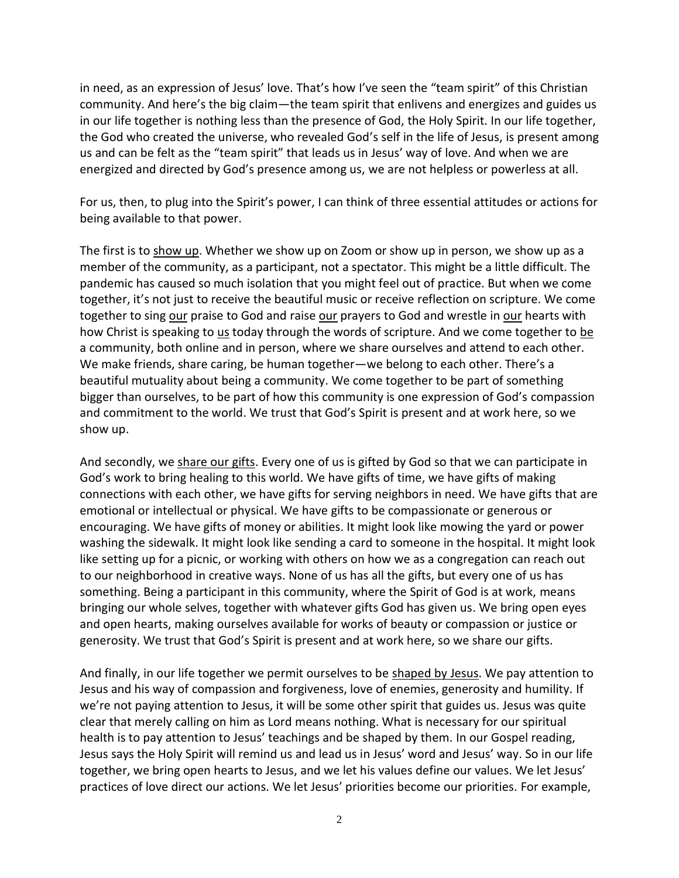in need, as an expression of Jesus' love. That's how I've seen the "team spirit" of this Christian community. And here's the big claim—the team spirit that enlivens and energizes and guides us in our life together is nothing less than the presence of God, the Holy Spirit. In our life together, the God who created the universe, who revealed God's self in the life of Jesus, is present among us and can be felt as the "team spirit" that leads us in Jesus' way of love. And when we are energized and directed by God's presence among us, we are not helpless or powerless at all.

For us, then, to plug into the Spirit's power, I can think of three essential attitudes or actions for being available to that power.

The first is to <u>show up</u>. Whether we show up on Zoom or show up in person, we show up as a member of the community, as a participant, not a spectator. This might be a little difficult. The pandemic has caused so much isolation that you might feel out of practice. But when we come together, it's not just to receive the beautiful music or receive reflection on scripture. We come together to sing <u>our</u> praise to God and raise <u>our</u> prayers to God and wrestle in <u>our</u> hearts with how Christ is speaking to <u>us</u> today through the words of scripture. And we come together to <u>be</u> a community, both online and in person, where we share ourselves and attend to each other. We make friends, share caring, be human together—we belong to each other. There's a beautiful mutuality about being a community. We come together to be part of something bigger than ourselves, to be part of how this community is one expression of God's compassion and commitment to the world. We trust that God's Spirit is present and at work here, so we show up.

And secondly, we <u>share our gifts</u>. Every one of us is gifted by God so that we can participate in God's work to bring healing to this world. We have gifts of time, we have gifts of making connections with each other, we have gifts for serving neighbors in need. We have gifts that are emotional or intellectual or physical. We have gifts to be compassionate or generous or encouraging. We have gifts of money or abilities. It might look like mowing the yard or power washing the sidewalk. It might look like sending a card to someone in the hospital. It might look like setting up for a picnic, or working with others on how we as a congregation can reach out to our neighborhood in creative ways. None of us has all the gifts, but every one of us has something. Being a participant in this community, where the Spirit of God is at work, means bringing our whole selves, together with whatever gifts God has given us. We bring open eyes and open hearts, making ourselves available for works of beauty or compassion or justice or generosity. We trust that God's Spirit is present and at work here, so we share our gifts.

And finally, in our life together we permit ourselves to be <u>shaped by Jesus</u>. We pay attention to Jesus and his way of compassion and forgiveness, love of enemies, generosity and humility. If we're not paying attention to Jesus, it will be some other spirit that guides us. Jesus was quite clear that merely calling on him as Lord means nothing. What is necessary for our spiritual health is to pay attention to Jesus' teachings and be shaped by them. In our Gospel reading, Jesus says the Holy Spirit will remind us and lead us in Jesus' word and Jesus' way. So in our life together, we bring open hearts to Jesus, and we let his values define our values. We let Jesus' practices of love direct our actions. We let Jesus' priorities become our priorities. For example,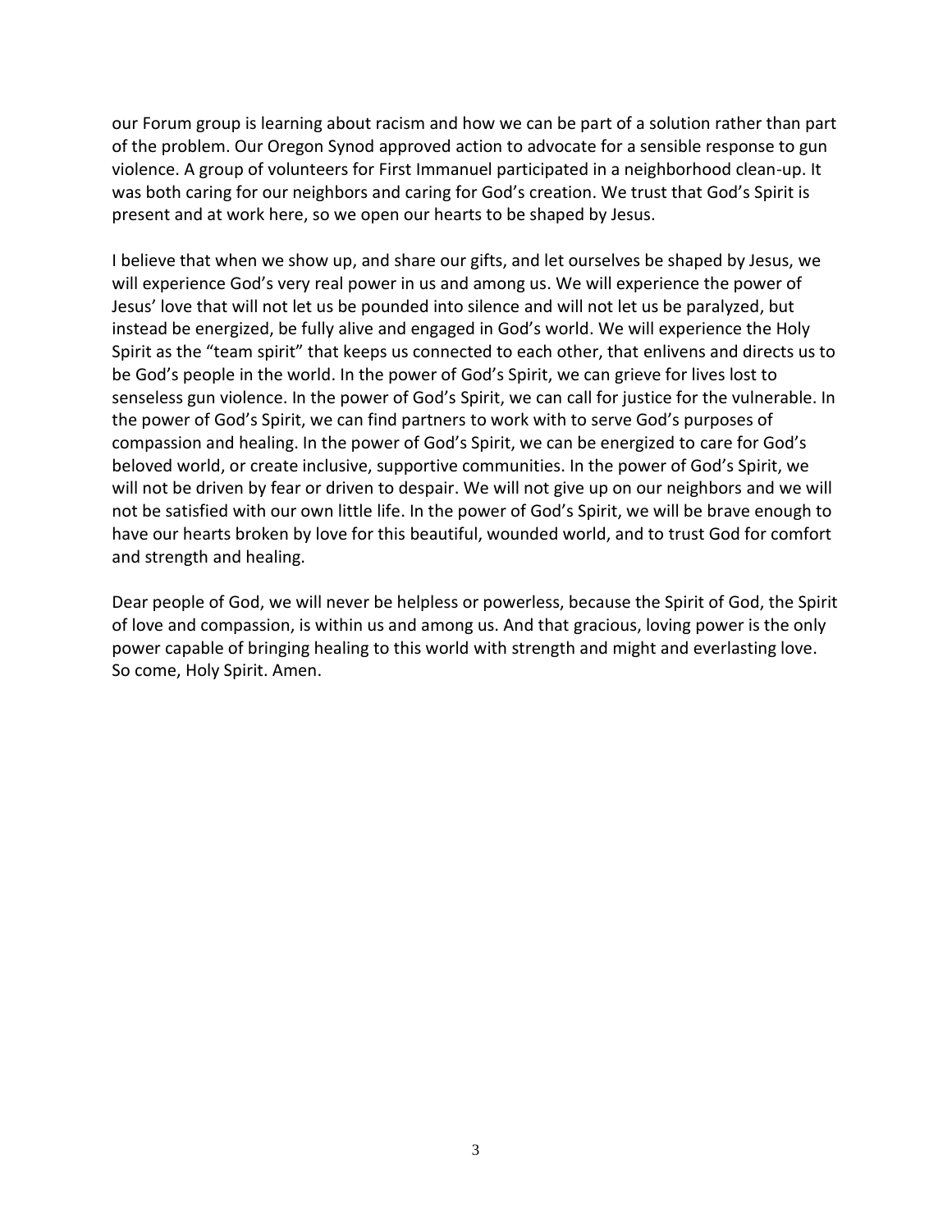our Forum group is learning about racism and how we can be part of a solution rather than part of the problem. Our Oregon Synod approved action to advocate for a sensible response to gun violence. A group of volunteers for First Immanuel participated in a neighborhood clean-up. It was both caring for our neighbors and caring for God's creation. We trust that God's Spirit is present and at work here, so we open our hearts to be shaped by Jesus.

I believe that when we show up, and share our gifts, and let ourselves be shaped by Jesus, we will experience God's very real power in us and among us. We will experience the power of Jesus' love that will not let us be pounded into silence and will not let us be paralyzed, but instead be energized, be fully alive and engaged in God's world. We will experience the Holy Spirit as the "team spirit" that keeps us connected to each other, that enlivens and directs us to be God's people in the world. In the power of God's Spirit, we can grieve for lives lost to senseless gun violence. In the power of God's Spirit, we can call for justice for the vulnerable. In the power of God's Spirit, we can find partners to work with to serve God's purposes of compassion and healing. In the power of God's Spirit, we can be energized to care for God's beloved world, or create inclusive, supportive communities. In the power of God's Spirit, we will not be driven by fear or driven to despair. We will not give up on our neighbors and we will not be satisfied with our own little life. In the power of God's Spirit, we will be brave enough to have our hearts broken by love for this beautiful, wounded world, and to trust God for comfort and strength and healing.

Dear people of God, we will never be helpless or powerless, because the Spirit of God, the Spirit of love and compassion, is within us and among us. And that gracious, loving power is the only power capable of bringing healing to this world with strength and might and everlasting love. So come, Holy Spirit. Amen.